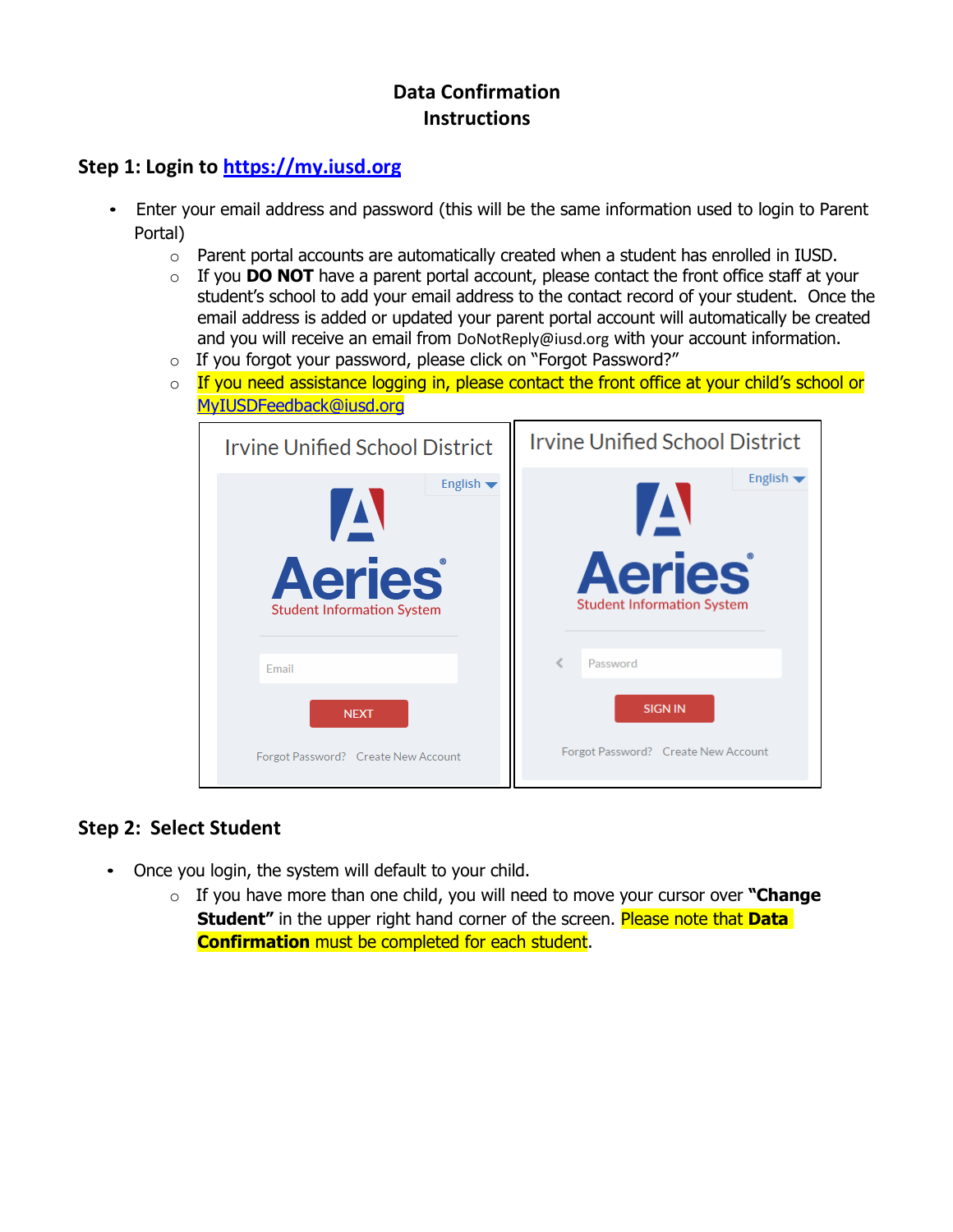# Data Confirmation
# Instructions

## Step 1: Login to [https://my.iusd.org](https://my.iusd.org)

- Enter your email address and password (this will be the same information used to login to Parent Portal)
  - Parent portal accounts are automatically created when a student has enrolled in IUSD.
  - If you **DO NOT** have a parent portal account, please contact the front office staff at your student's school to add your email address to the contact record of your student. Once the email address is added or updated your parent portal account will automatically be created and you will receive an email from DoNotReply@iusd.org with your account information.
  - If you forgot your password, please click on "Forgot Password?"
  - If you need assistance logging in, please contact the front office at your child's school or [MyIUSDFeedback@iusd.org](mailto:MyIUSDFeedback@iusd.org)

## Step 2: Select Student

- Once you login, the system will default to your child.
  - If you have more than one child, you will need to move your cursor over **"Change Student"** in the upper right hand corner of the screen. Please note that **Data Confirmation** must be completed for each student.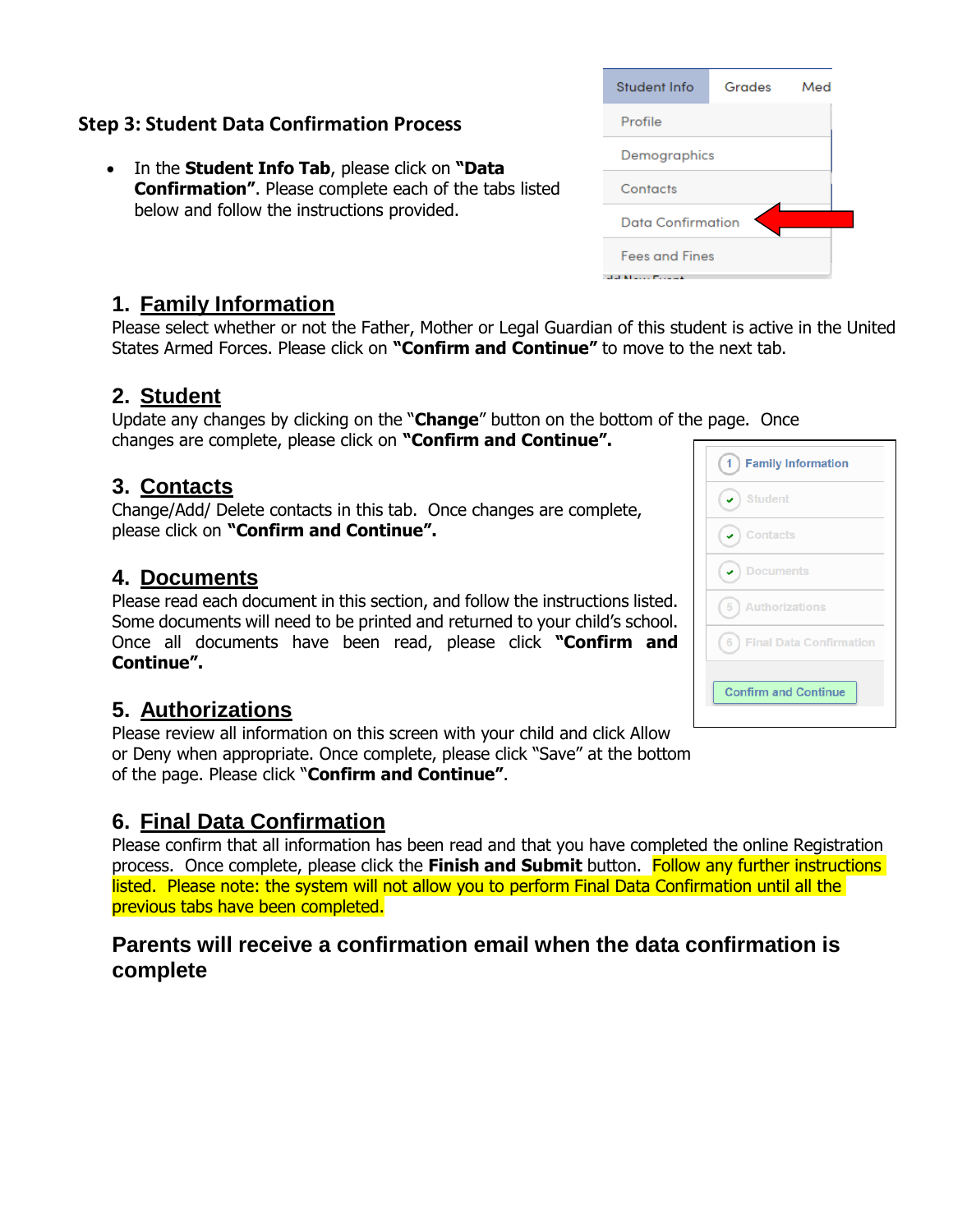**Step 3: Student Data Confirmation Process**

- In the **Student Info Tab**, please click on **"Data Confirmation"**. Please complete each of the tabs listed below and follow the instructions provided.

## 1. Family Information

Please select whether or not the Father, Mother or Legal Guardian of this student is active in the United States Armed Forces. Please click on **"Confirm and Continue"** to move to the next tab.

## 2. Student

Update any changes by clicking on the "**Change**" button on the bottom of the page. Once changes are complete, please click on **"Confirm and Continue".**

## 3. Contacts

Change/Add/ Delete contacts in this tab. Once changes are complete, please click on **"Confirm and Continue".**

## 4. Documents

Please read each document in this section, and follow the instructions listed. Some documents will need to be printed and returned to your child's school. Once all documents have been read, please click **"Confirm and Continue".**

## 5. Authorizations

Please review all information on this screen with your child and click Allow or Deny when appropriate. Once complete, please click "Save" at the bottom of the page. Please click "**Confirm and Continue"**.

## 6. Final Data Confirmation

Please confirm that all information has been read and that you have completed the online Registration process. Once complete, please click the **Finish and Submit** button. Follow any further instructions listed. Please note: the system will not allow you to perform Final Data Confirmation until all the previous tabs have been completed.

### Parents will receive a confirmation email when the data confirmation is complete